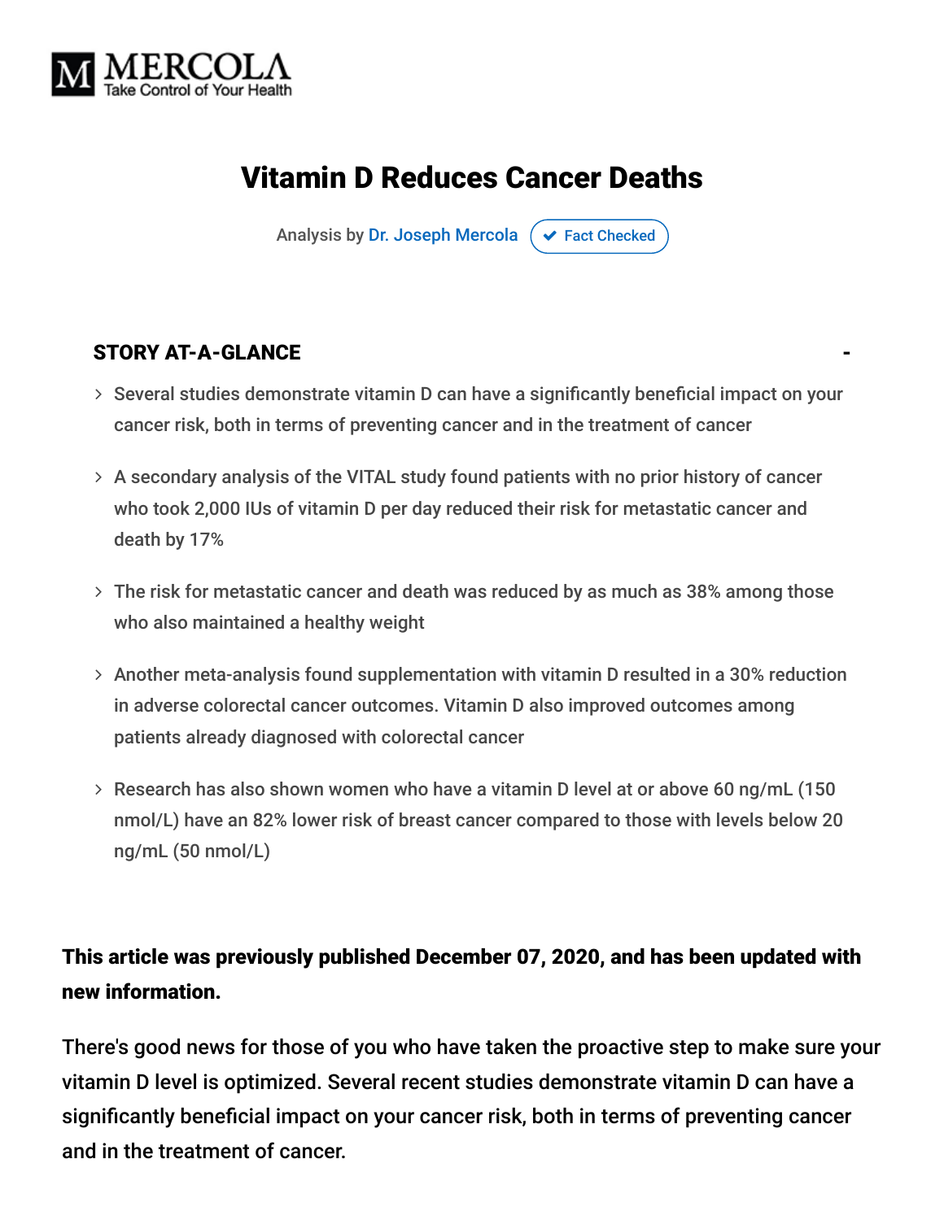MERCOLA
Take Control of Your Health

# Vitamin D Reduces Cancer Deaths

Analysis by Dr. Joseph Mercola ✔ Fact Checked

### STORY AT-A-GLANCE

- Several studies demonstrate vitamin D can have a significantly beneficial impact on your cancer risk, both in terms of preventing cancer and in the treatment of cancer
- A secondary analysis of the VITAL study found patients with no prior history of cancer who took 2,000 IUs of vitamin D per day reduced their risk for metastatic cancer and death by 17%
- The risk for metastatic cancer and death was reduced by as much as 38% among those who also maintained a healthy weight
- Another meta-analysis found supplementation with vitamin D resulted in a 30% reduction in adverse colorectal cancer outcomes. Vitamin D also improved outcomes among patients already diagnosed with colorectal cancer
- Research has also shown women who have a vitamin D level at or above 60 ng/mL (150 nmol/L) have an 82% lower risk of breast cancer compared to those with levels below 20 ng/mL (50 nmol/L)

**This article was previously published December 07, 2020, and has been updated with new information.**

There's good news for those of you who have taken the proactive step to make sure your vitamin D level is optimized. Several recent studies demonstrate vitamin D can have a significantly beneficial impact on your cancer risk, both in terms of preventing cancer and in the treatment of cancer.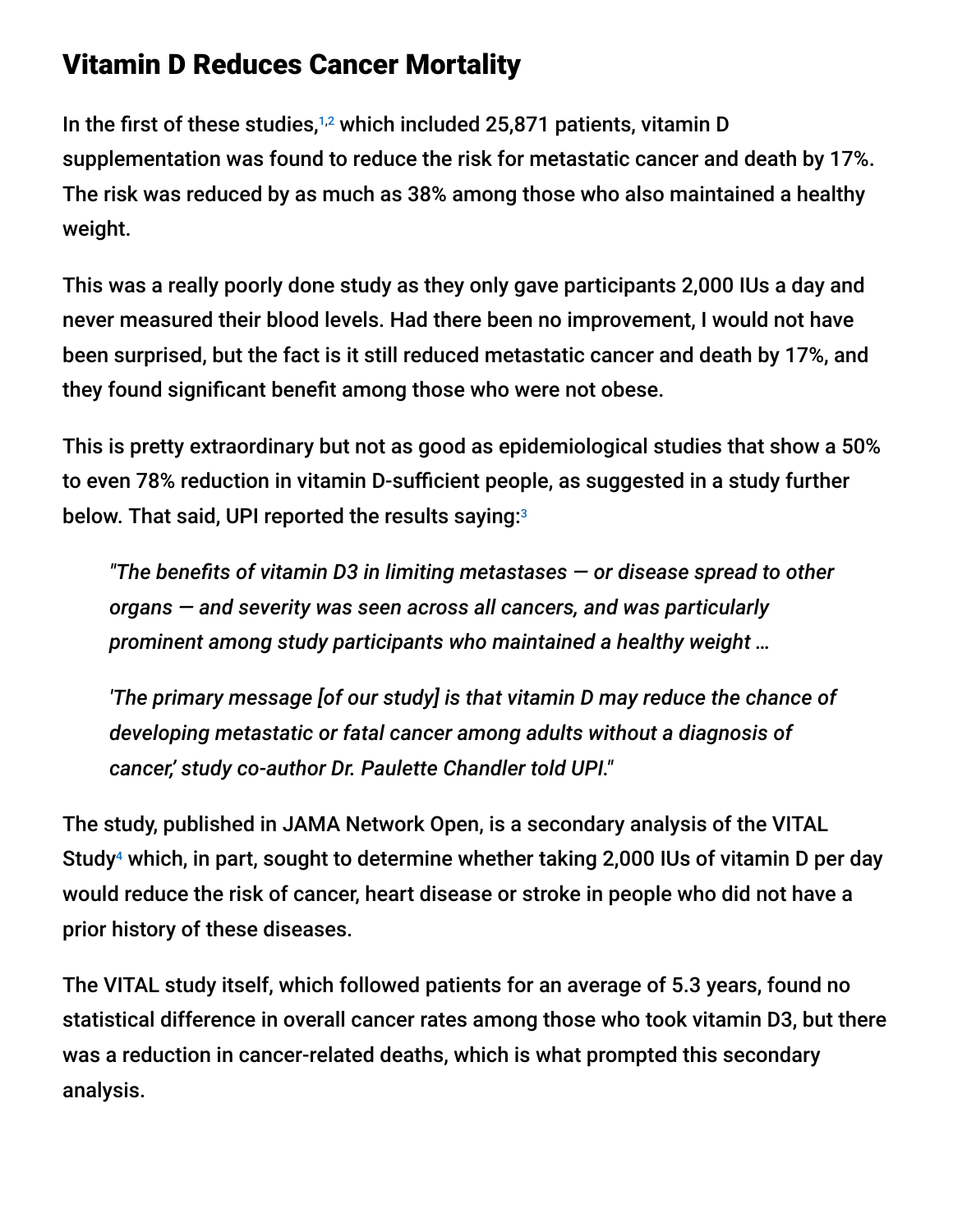## Vitamin D Reduces Cancer Mortality

In the first of these studies,[1,2] which included 25,871 patients, vitamin D supplementation was found to reduce the risk for metastatic cancer and death by 17%. The risk was reduced by as much as 38% among those who also maintained a healthy weight.

This was a really poorly done study as they only gave participants 2,000 IUs a day and never measured their blood levels. Had there been no improvement, I would not have been surprised, but the fact is it still reduced metastatic cancer and death by 17%, and they found significant benefit among those who were not obese.

This is pretty extraordinary but not as good as epidemiological studies that show a 50% to even 78% reduction in vitamin D-sufficient people, as suggested in a study further below. That said, UPI reported the results saying:[3]

> *"The benefits of vitamin D3 in limiting metastases — or disease spread to other organs — and severity was seen across all cancers, and was particularly prominent among study participants who maintained a healthy weight …*
>
> *'The primary message [of our study] is that vitamin D may reduce the chance of developing metastatic or fatal cancer among adults without a diagnosis of cancer,' study co-author Dr. Paulette Chandler told UPI."*

The study, published in JAMA Network Open, is a secondary analysis of the VITAL Study[4] which, in part, sought to determine whether taking 2,000 IUs of vitamin D per day would reduce the risk of cancer, heart disease or stroke in people who did not have a prior history of these diseases.

The VITAL study itself, which followed patients for an average of 5.3 years, found no statistical difference in overall cancer rates among those who took vitamin D3, but there was a reduction in cancer-related deaths, which is what prompted this secondary analysis.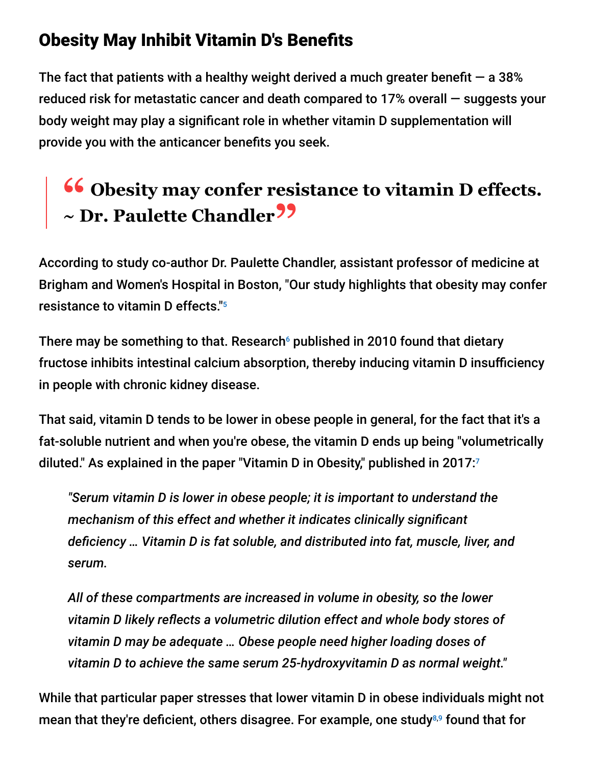## Obesity May Inhibit Vitamin D's Benefits

The fact that patients with a healthy weight derived a much greater benefit — a 38% reduced risk for metastatic cancer and death compared to 17% overall — suggests your body weight may play a significant role in whether vitamin D supplementation will provide you with the anticancer benefits you seek.

> **"Obesity may confer resistance to vitamin D effects. ~ Dr. Paulette Chandler"**

According to study co-author Dr. Paulette Chandler, assistant professor of medicine at Brigham and Women's Hospital in Boston, "Our study highlights that obesity may confer resistance to vitamin D effects."[5]

There may be something to that. Research[6] published in 2010 found that dietary fructose inhibits intestinal calcium absorption, thereby inducing vitamin D insufficiency in people with chronic kidney disease.

That said, vitamin D tends to be lower in obese people in general, for the fact that it's a fat-soluble nutrient and when you're obese, the vitamin D ends up being "volumetrically diluted." As explained in the paper "Vitamin D in Obesity," published in 2017:[7]

> *"Serum vitamin D is lower in obese people; it is important to understand the mechanism of this effect and whether it indicates clinically significant deficiency … Vitamin D is fat soluble, and distributed into fat, muscle, liver, and serum.*
>
> *All of these compartments are increased in volume in obesity, so the lower vitamin D likely reflects a volumetric dilution effect and whole body stores of vitamin D may be adequate … Obese people need higher loading doses of vitamin D to achieve the same serum 25-hydroxyvitamin D as normal weight."*

While that particular paper stresses that lower vitamin D in obese individuals might not mean that they're deficient, others disagree. For example, one study[8,9] found that for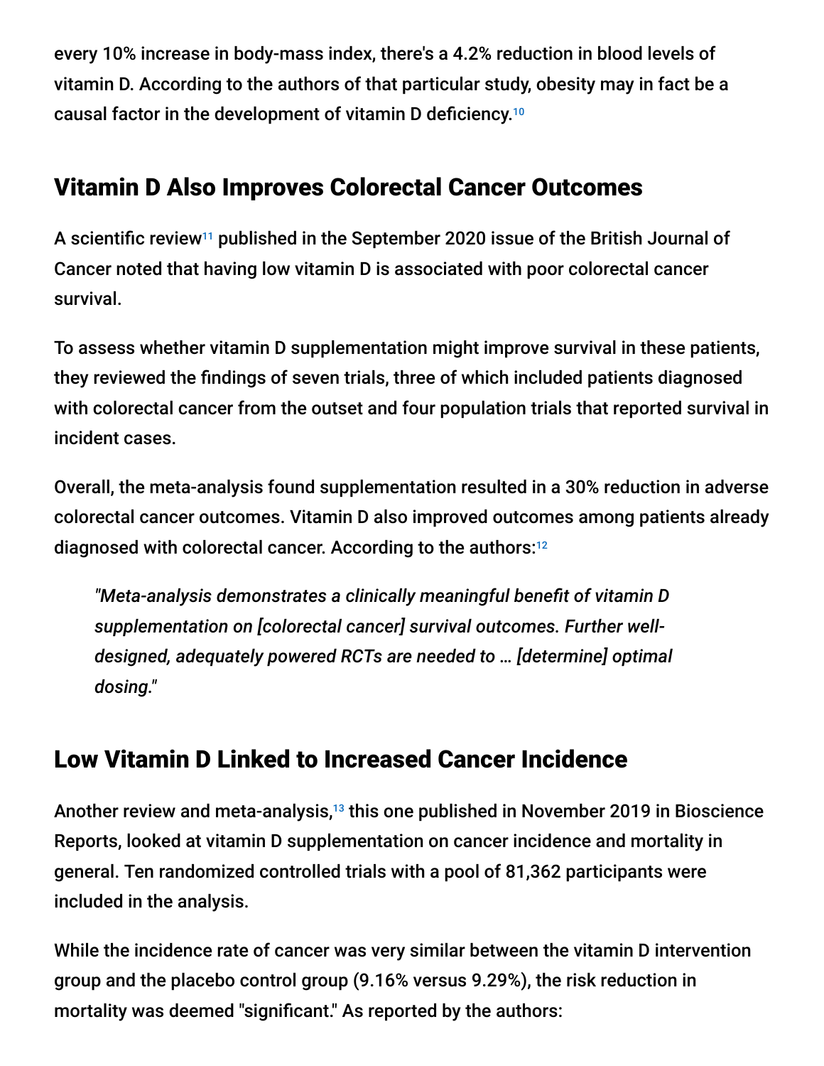every 10% increase in body-mass index, there's a 4.2% reduction in blood levels of vitamin D. According to the authors of that particular study, obesity may in fact be a causal factor in the development of vitamin D deficiency.[10]

## Vitamin D Also Improves Colorectal Cancer Outcomes

A scientific review[11] published in the September 2020 issue of the British Journal of Cancer noted that having low vitamin D is associated with poor colorectal cancer survival.

To assess whether vitamin D supplementation might improve survival in these patients, they reviewed the findings of seven trials, three of which included patients diagnosed with colorectal cancer from the outset and four population trials that reported survival in incident cases.

Overall, the meta-analysis found supplementation resulted in a 30% reduction in adverse colorectal cancer outcomes. Vitamin D also improved outcomes among patients already diagnosed with colorectal cancer. According to the authors:[12]

> *"Meta-analysis demonstrates a clinically meaningful benefit of vitamin D supplementation on [colorectal cancer] survival outcomes. Further well-designed, adequately powered RCTs are needed to … [determine] optimal dosing."*

## Low Vitamin D Linked to Increased Cancer Incidence

Another review and meta-analysis,[13] this one published in November 2019 in Bioscience Reports, looked at vitamin D supplementation on cancer incidence and mortality in general. Ten randomized controlled trials with a pool of 81,362 participants were included in the analysis.

While the incidence rate of cancer was very similar between the vitamin D intervention group and the placebo control group (9.16% versus 9.29%), the risk reduction in mortality was deemed "significant." As reported by the authors: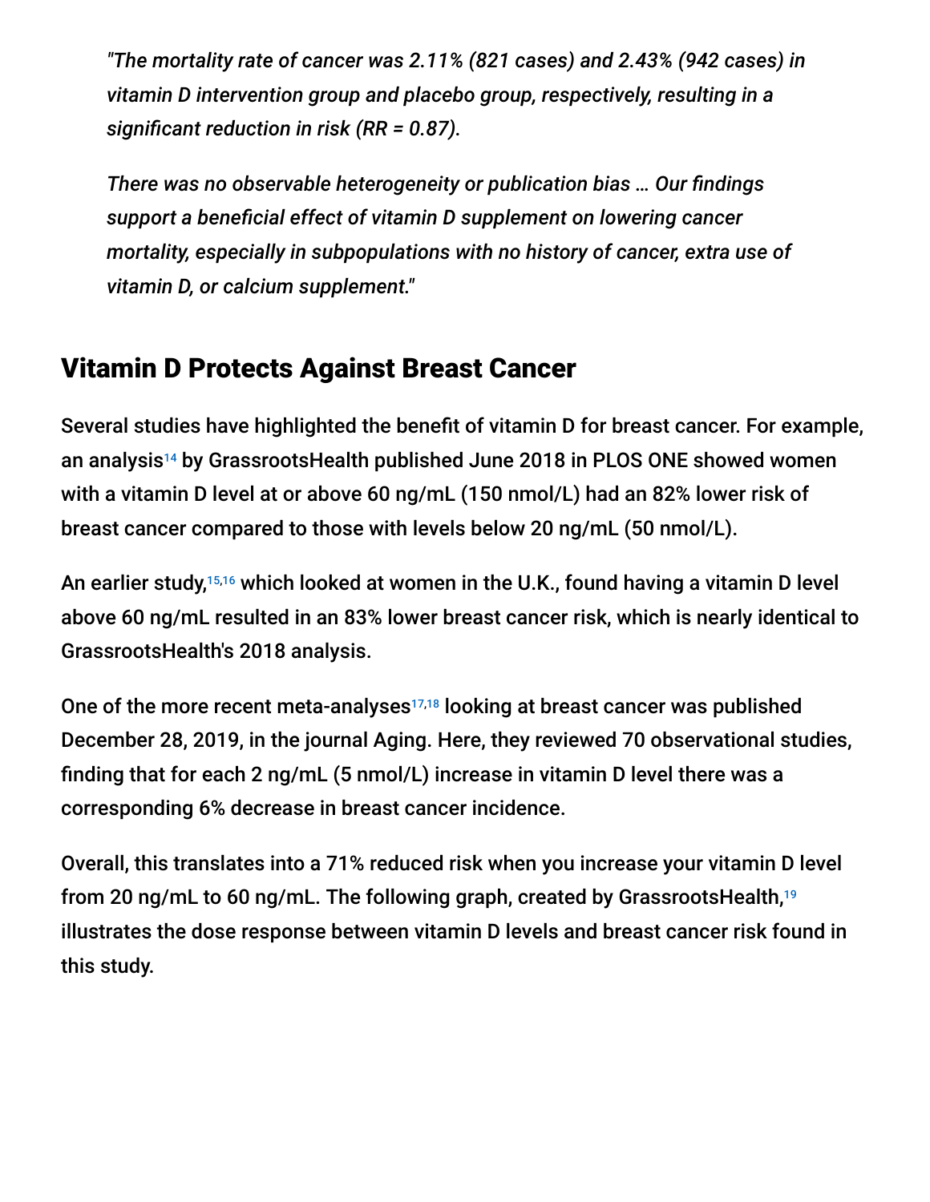*"The mortality rate of cancer was 2.11% (821 cases) and 2.43% (942 cases) in vitamin D intervention group and placebo group, respectively, resulting in a significant reduction in risk (RR = 0.87).*

*There was no observable heterogeneity or publication bias … Our findings support a beneficial effect of vitamin D supplement on lowering cancer mortality, especially in subpopulations with no history of cancer, extra use of vitamin D, or calcium supplement."*

## Vitamin D Protects Against Breast Cancer

Several studies have highlighted the benefit of vitamin D for breast cancer. For example, an analysis[14] by GrassrootsHealth published June 2018 in PLOS ONE showed women with a vitamin D level at or above 60 ng/mL (150 nmol/L) had an 82% lower risk of breast cancer compared to those with levels below 20 ng/mL (50 nmol/L).

An earlier study,[15,16] which looked at women in the U.K., found having a vitamin D level above 60 ng/mL resulted in an 83% lower breast cancer risk, which is nearly identical to GrassrootsHealth's 2018 analysis.

One of the more recent meta-analyses[17,18] looking at breast cancer was published December 28, 2019, in the journal Aging. Here, they reviewed 70 observational studies, finding that for each 2 ng/mL (5 nmol/L) increase in vitamin D level there was a corresponding 6% decrease in breast cancer incidence.

Overall, this translates into a 71% reduced risk when you increase your vitamin D level from 20 ng/mL to 60 ng/mL. The following graph, created by GrassrootsHealth,[19] illustrates the dose response between vitamin D levels and breast cancer risk found in this study.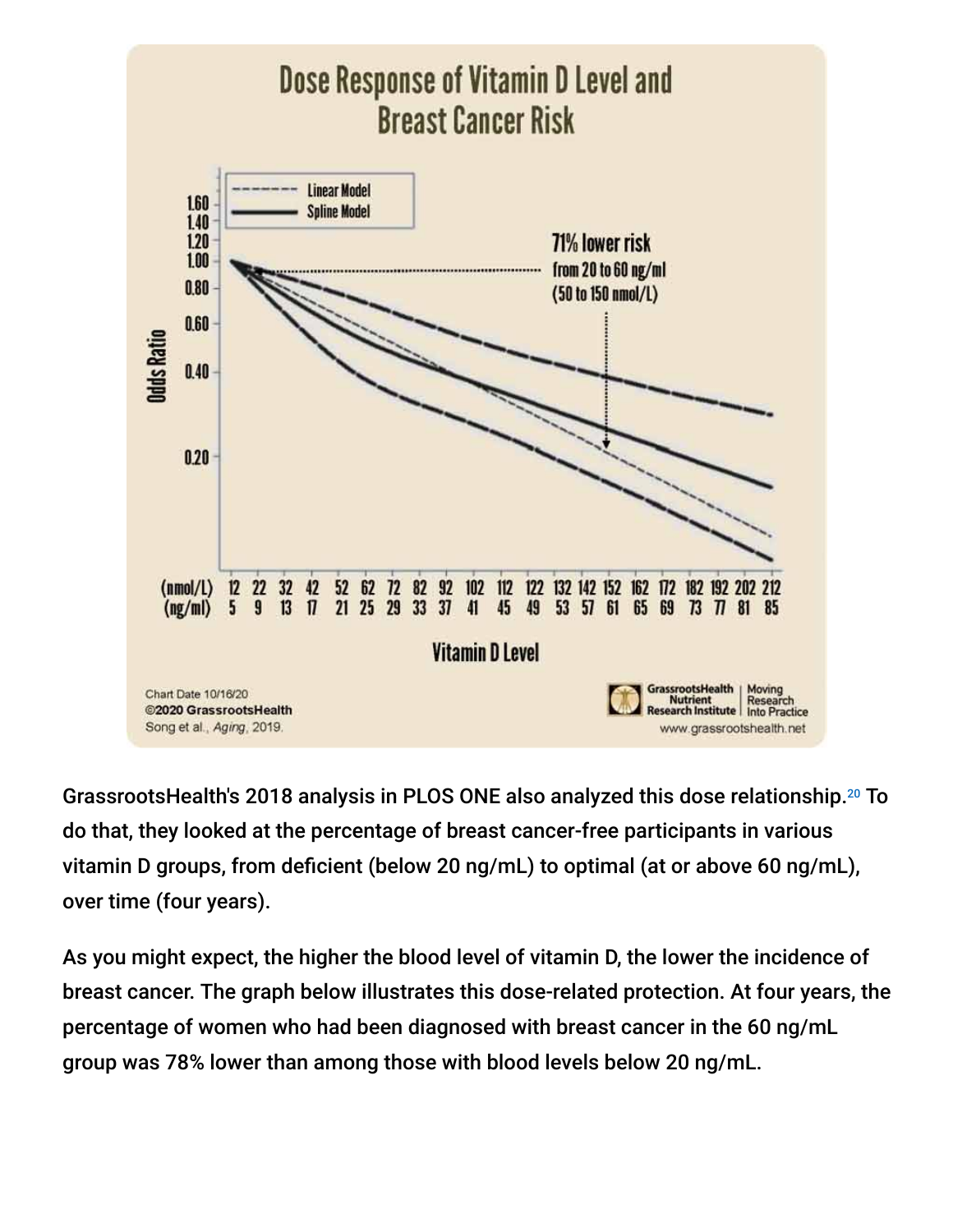GrassrootsHealth's 2018 analysis in PLOS ONE also analyzed this dose relationship.[20] To do that, they looked at the percentage of breast cancer-free participants in various vitamin D groups, from deficient (below 20 ng/mL) to optimal (at or above 60 ng/mL), over time (four years).

As you might expect, the higher the blood level of vitamin D, the lower the incidence of breast cancer. The graph below illustrates this dose-related protection. At four years, the percentage of women who had been diagnosed with breast cancer in the 60 ng/mL group was 78% lower than among those with blood levels below 20 ng/mL.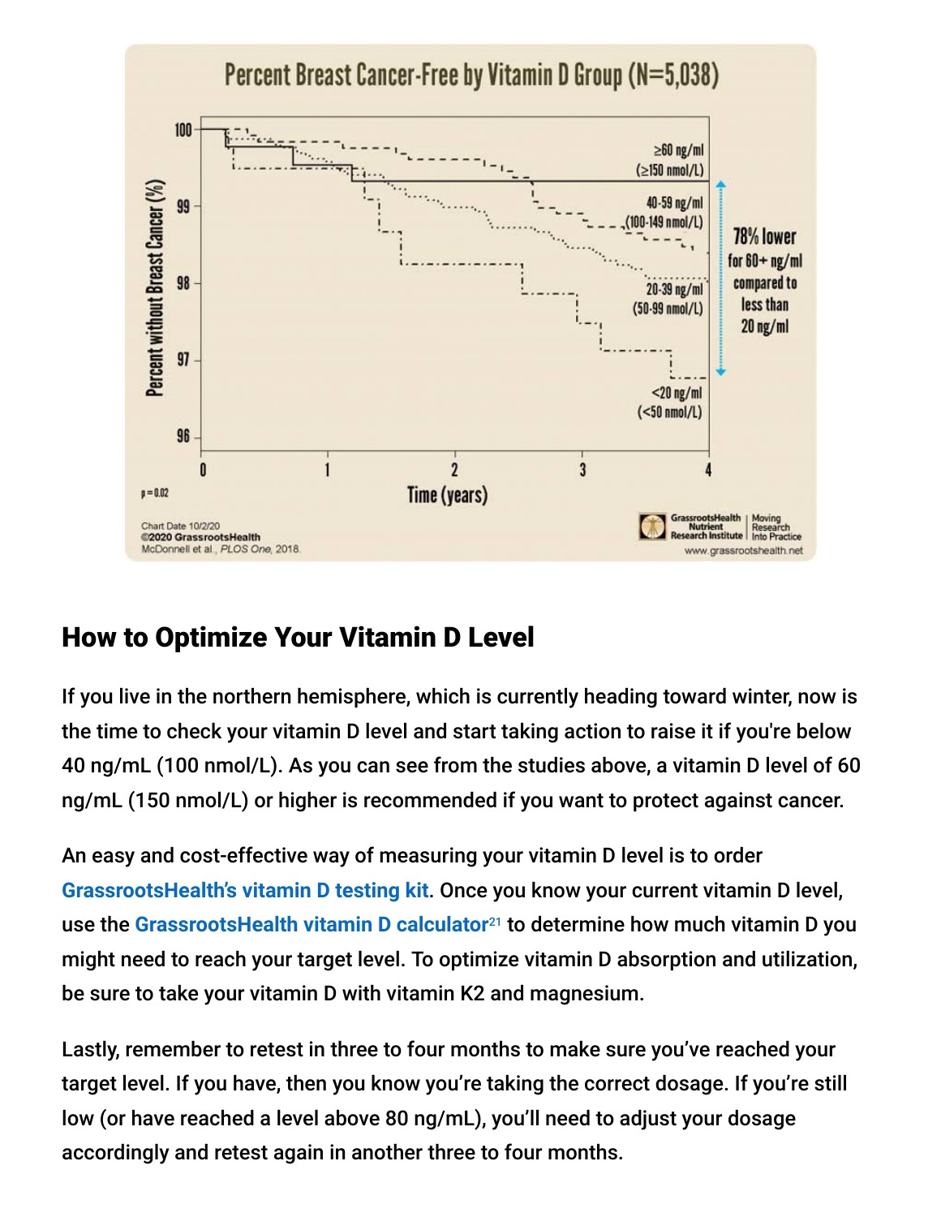## How to Optimize Your Vitamin D Level

If you live in the northern hemisphere, which is currently heading toward winter, now is the time to check your vitamin D level and start taking action to raise it if you're below 40 ng/mL (100 nmol/L). As you can see from the studies above, a vitamin D level of 60 ng/mL (150 nmol/L) or higher is recommended if you want to protect against cancer.

An easy and cost-effective way of measuring your vitamin D level is to order GrassrootsHealth's vitamin D testing kit. Once you know your current vitamin D level, use the GrassrootsHealth vitamin D calculator[21] to determine how much vitamin D you might need to reach your target level. To optimize vitamin D absorption and utilization, be sure to take your vitamin D with vitamin K2 and magnesium.

Lastly, remember to retest in three to four months to make sure you've reached your target level. If you have, then you know you're taking the correct dosage. If you're still low (or have reached a level above 80 ng/mL), you'll need to adjust your dosage accordingly and retest again in another three to four months.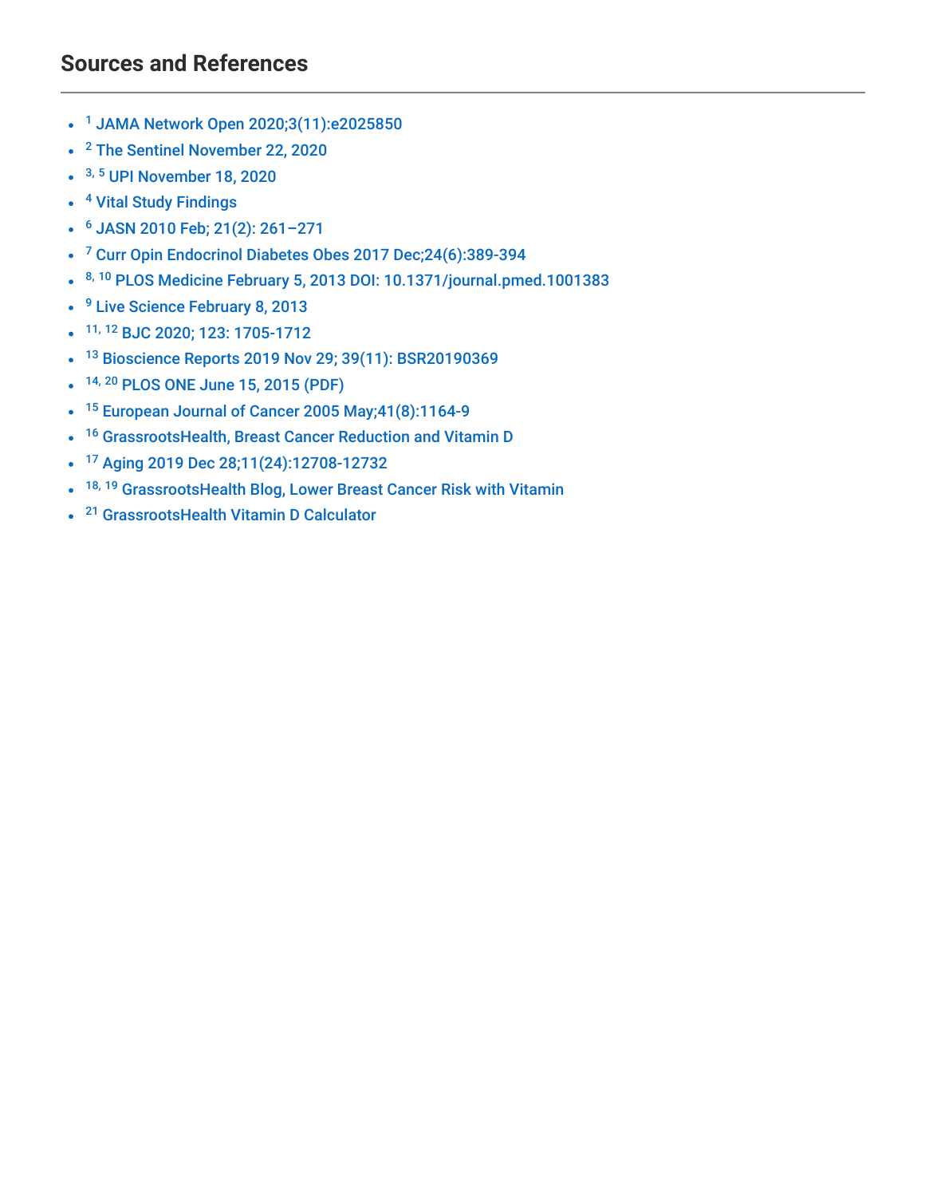## Sources and References

- [1] JAMA Network Open 2020;3(11):e2025850
- [2] The Sentinel November 22, 2020
- [3, 5] UPI November 18, 2020
- [4] Vital Study Findings
- [6] JASN 2010 Feb; 21(2): 261–271
- [7] Curr Opin Endocrinol Diabetes Obes 2017 Dec;24(6):389-394
- [8, 10] PLOS Medicine February 5, 2013 DOI: 10.1371/journal.pmed.1001383
- [9] Live Science February 8, 2013
- [11, 12] BJC 2020; 123: 1705-1712
- [13] Bioscience Reports 2019 Nov 29; 39(11): BSR20190369
- [14, 20] PLOS ONE June 15, 2015 (PDF)
- [15] European Journal of Cancer 2005 May;41(8):1164-9
- [16] GrassrootsHealth, Breast Cancer Reduction and Vitamin D
- [17] Aging 2019 Dec 28;11(24):12708-12732
- [18, 19] GrassrootsHealth Blog, Lower Breast Cancer Risk with Vitamin
- [21] GrassrootsHealth Vitamin D Calculator